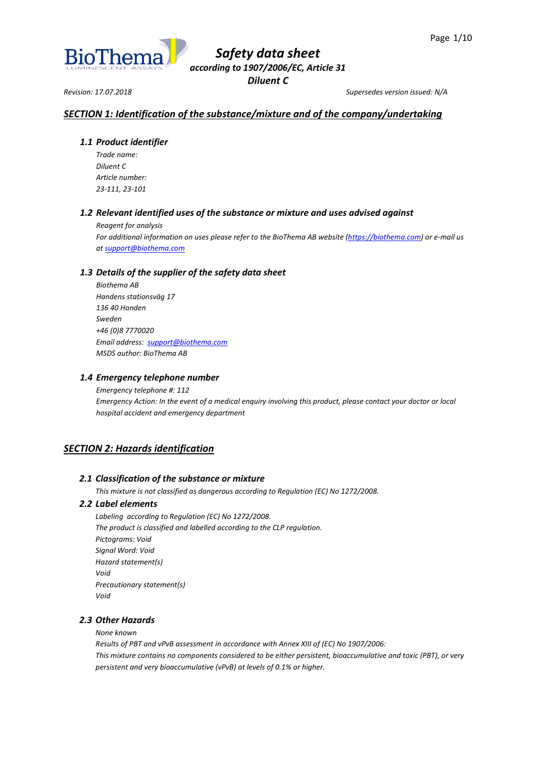# Safety data sheet

*according to 1907/2006/EC, Article 31*

***Diluent C***

*Revision: 17.07.2018* *Supersedes version issued: N/A*

## *SECTION 1: Identification of the substance/mixture and of the company/undertaking*

### *1.1 Product identifier*

*Trade name:*
*Diluent C*
*Article number:*
*23-111, 23-101*

### *1.2 Relevant identified uses of the substance or mixture and uses advised against*

*Reagent for analysis*
*For additional information on uses please refer to the BioThema AB website (https://biothema.com) or e-mail us at support@biothema.com*

### *1.3 Details of the supplier of the safety data sheet*

*Biothema AB*
*Handens stationsväg 17*
*136 40 Handen*
*Sweden*
*+46 (0)8 7770020*
*Email address: support@biothema.com*
*MSDS author: BioThema AB*

### *1.4 Emergency telephone number*

*Emergency telephone #: 112*
*Emergency Action: In the event of a medical enquiry involving this product, please contact your doctor or local hospital accident and emergency department*

## *SECTION 2: Hazards identification*

### *2.1 Classification of the substance or mixture*

*This mixture is not classified as dangerous according to Regulation (EC) No 1272/2008.*

### *2.2 Label elements*

*Labeling according to Regulation (EC) No 1272/2008.*
*The product is classified and labelled according to the CLP regulation.*
*Pictograms: Void*
*Signal Word: Void*
*Hazard statement(s)*
*Void*
*Precautionary statement(s)*
*Void*

### *2.3 Other Hazards*

*None known*
*Results of PBT and vPvB assessment in accordance with Annex XIII of (EC) No 1907/2006:*
*This mixture contains no components considered to be either persistent, bioaccumulative and toxic (PBT), or very persistent and very bioaccumulative (vPvB) at levels of 0.1% or higher.*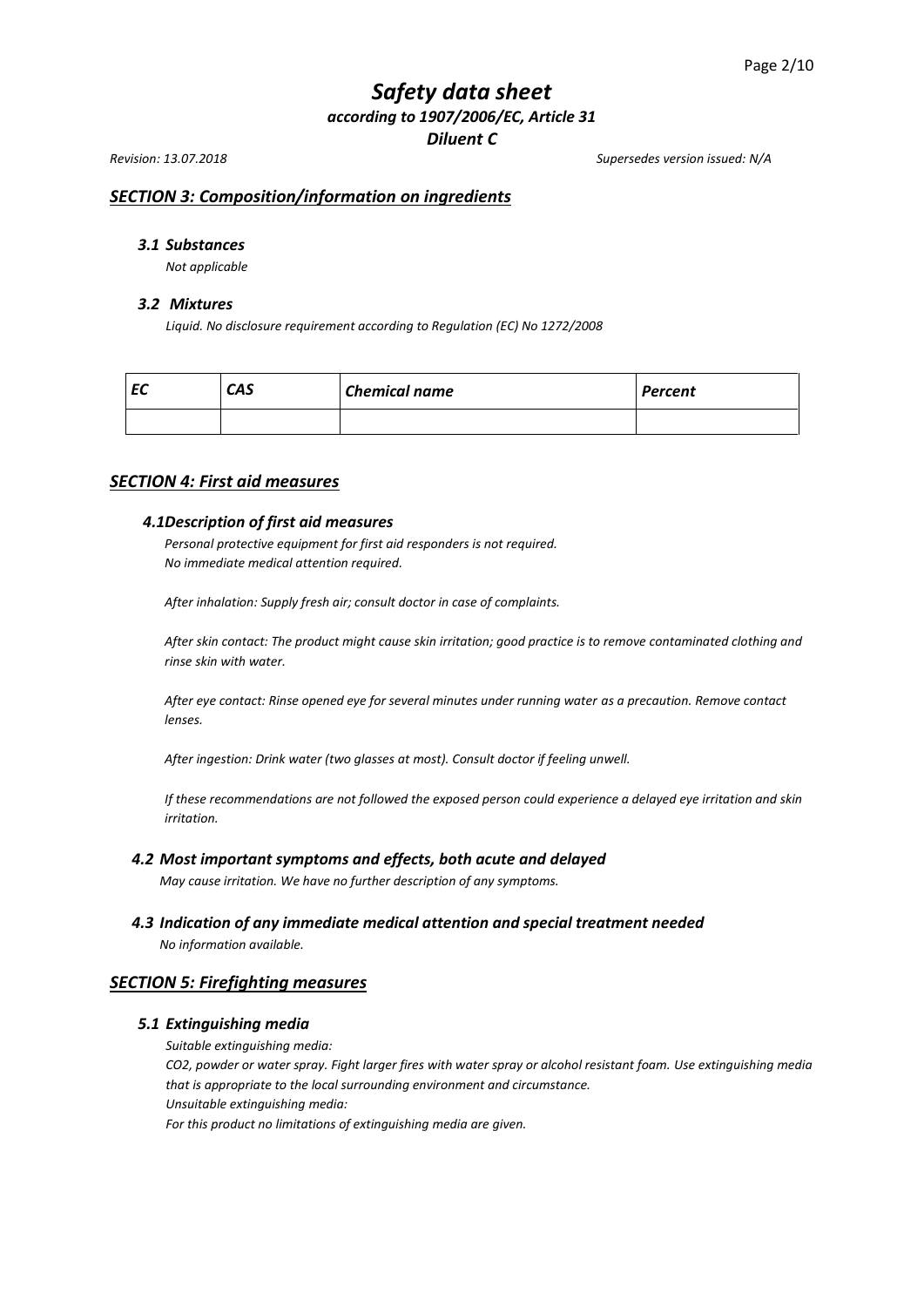# Safety data sheet

*according to 1907/2006/EC, Article 31*

*Diluent C*

*Revision: 13.07.2018* *Supersedes version issued: N/A*

## *SECTION 3: Composition/information on ingredients*

### *3.1 Substances*

*Not applicable*

### *3.2 Mixtures*

*Liquid. No disclosure requirement according to Regulation (EC) No 1272/2008*

| EC | CAS | Chemical name | Percent |
|---|---|---|---|
| | | | |

## *SECTION 4: First aid measures*

### *4.1Description of first aid measures*

*Personal protective equipment for first aid responders is not required.*
*No immediate medical attention required.*

*After inhalation: Supply fresh air; consult doctor in case of complaints.*

*After skin contact: The product might cause skin irritation; good practice is to remove contaminated clothing and rinse skin with water.*

*After eye contact: Rinse opened eye for several minutes under running water as a precaution. Remove contact lenses.*

*After ingestion: Drink water (two glasses at most). Consult doctor if feeling unwell.*

*If these recommendations are not followed the exposed person could experience a delayed eye irritation and skin irritation.*

### *4.2 Most important symptoms and effects, both acute and delayed*

*May cause irritation. We have no further description of any symptoms.*

### *4.3 Indication of any immediate medical attention and special treatment needed*

*No information available.*

## *SECTION 5: Firefighting measures*

### *5.1 Extinguishing media*

*Suitable extinguishing media:*
*$CO_2$, powder or water spray. Fight larger fires with water spray or alcohol resistant foam. Use extinguishing media that is appropriate to the local surrounding environment and circumstance.*
*Unsuitable extinguishing media:*
*For this product no limitations of extinguishing media are given.*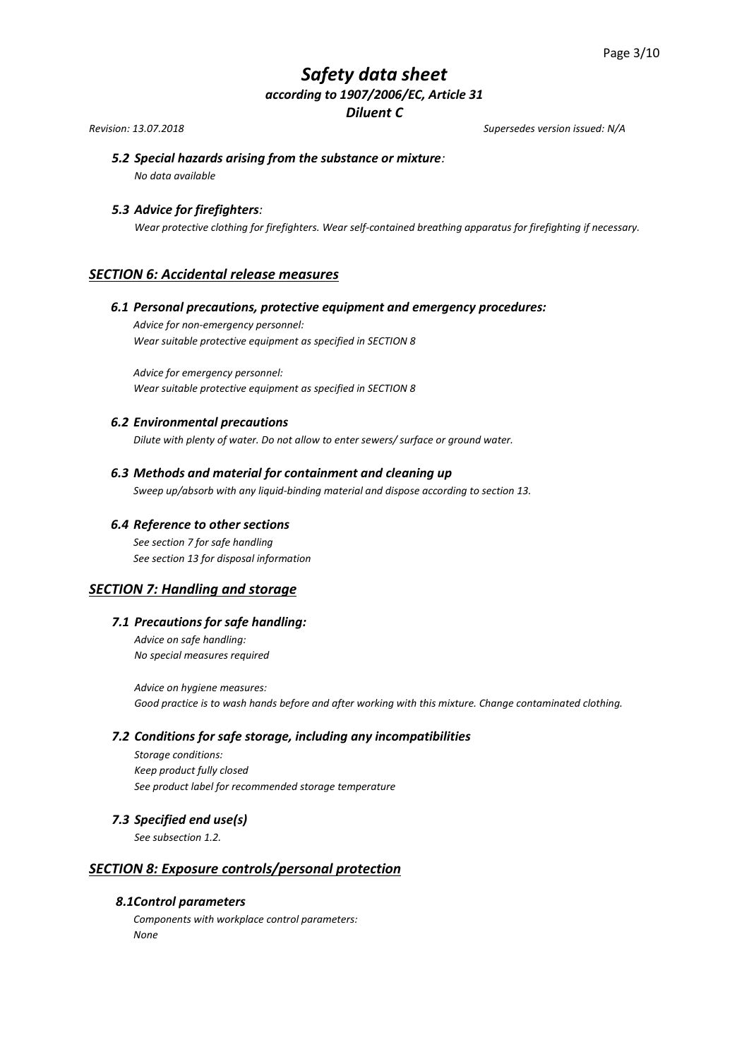### *5.2 Special hazards arising from the substance or mixture:*

*No data available*

### *5.3 Advice for firefighters:*

*Wear protective clothing for firefighters. Wear self-contained breathing apparatus for firefighting if necessary.*

## *SECTION 6: Accidental release measures*

### *6.1 Personal precautions, protective equipment and emergency procedures:*

*Advice for non-emergency personnel:*
*Wear suitable protective equipment as specified in SECTION 8*

*Advice for emergency personnel:*
*Wear suitable protective equipment as specified in SECTION 8*

### *6.2 Environmental precautions*

*Dilute with plenty of water. Do not allow to enter sewers/ surface or ground water.*

### *6.3 Methods and material for containment and cleaning up*

*Sweep up/absorb with any liquid-binding material and dispose according to section 13.*

### *6.4 Reference to other sections*

*See section 7 for safe handling*
*See section 13 for disposal information*

## *SECTION 7: Handling and storage*

### *7.1 Precautions for safe handling:*

*Advice on safe handling:*
*No special measures required*

*Advice on hygiene measures:*
*Good practice is to wash hands before and after working with this mixture. Change contaminated clothing.*

### *7.2 Conditions for safe storage, including any incompatibilities*

*Storage conditions:*
*Keep product fully closed*
*See product label for recommended storage temperature*

### *7.3 Specified end use(s)*

*See subsection 1.2.*

## *SECTION 8: Exposure controls/personal protection*

### *8.1Control parameters*

*Components with workplace control parameters:*
*None*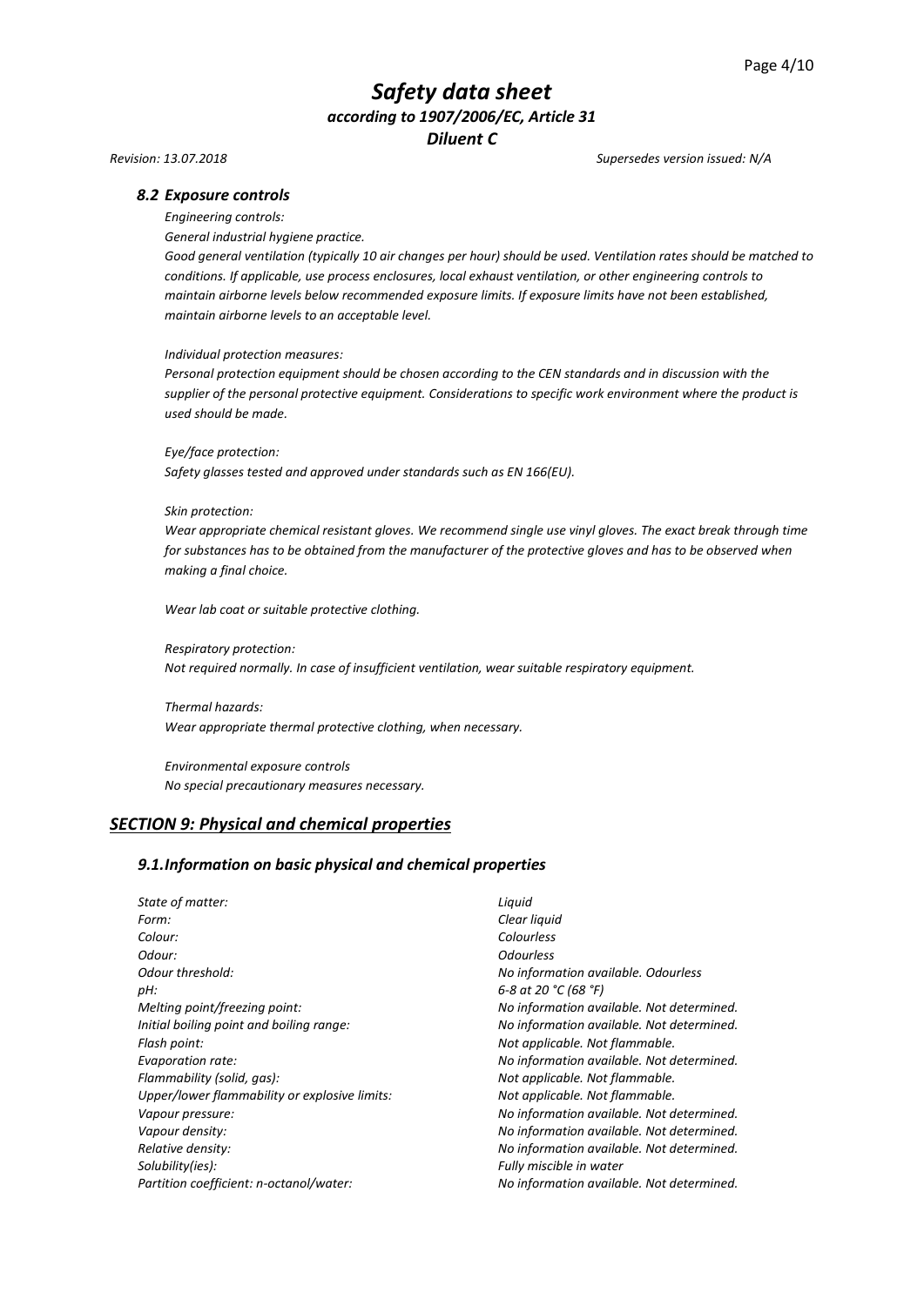### *8.2 Exposure controls*

*Engineering controls:*

*General industrial hygiene practice.*

*Good general ventilation (typically 10 air changes per hour) should be used. Ventilation rates should be matched to conditions. If applicable, use process enclosures, local exhaust ventilation, or other engineering controls to maintain airborne levels below recommended exposure limits. If exposure limits have not been established, maintain airborne levels to an acceptable level.*

*Individual protection measures:*

*Personal protection equipment should be chosen according to the CEN standards and in discussion with the supplier of the personal protective equipment. Considerations to specific work environment where the product is used should be made.*

*Eye/face protection:*

*Safety glasses tested and approved under standards such as EN 166(EU).*

*Skin protection:*

*Wear appropriate chemical resistant gloves. We recommend single use vinyl gloves. The exact break through time for substances has to be obtained from the manufacturer of the protective gloves and has to be observed when making a final choice.*

*Wear lab coat or suitable protective clothing.*

*Respiratory protection:*

*Not required normally. In case of insufficient ventilation, wear suitable respiratory equipment.*

*Thermal hazards:*

*Wear appropriate thermal protective clothing, when necessary.*

*Environmental exposure controls*

*No special precautionary measures necessary.*

## ***SECTION 9: Physical and chemical properties***

### *9.1.Information on basic physical and chemical properties*

| | |
|---|---|
| *State of matter:* | *Liquid* |
| *Form:* | *Clear liquid* |
| *Colour:* | *Colourless* |
| *Odour:* | *Odourless* |
| *Odour threshold:* | *No information available. Odourless* |
| *pH:* | *6-8 at 20 °C (68 °F)* |
| *Melting point/freezing point:* | *No information available. Not determined.* |
| *Initial boiling point and boiling range:* | *No information available. Not determined.* |
| *Flash point:* | *Not applicable. Not flammable.* |
| *Evaporation rate:* | *No information available. Not determined.* |
| *Flammability (solid, gas):* | *Not applicable. Not flammable.* |
| *Upper/lower flammability or explosive limits:* | *Not applicable. Not flammable.* |
| *Vapour pressure:* | *No information available. Not determined.* |
| *Vapour density:* | *No information available. Not determined.* |
| *Relative density:* | *No information available. Not determined.* |
| *Solubility(ies):* | *Fully miscible in water* |
| *Partition coefficient: n-octanol/water:* | *No information available. Not determined.* |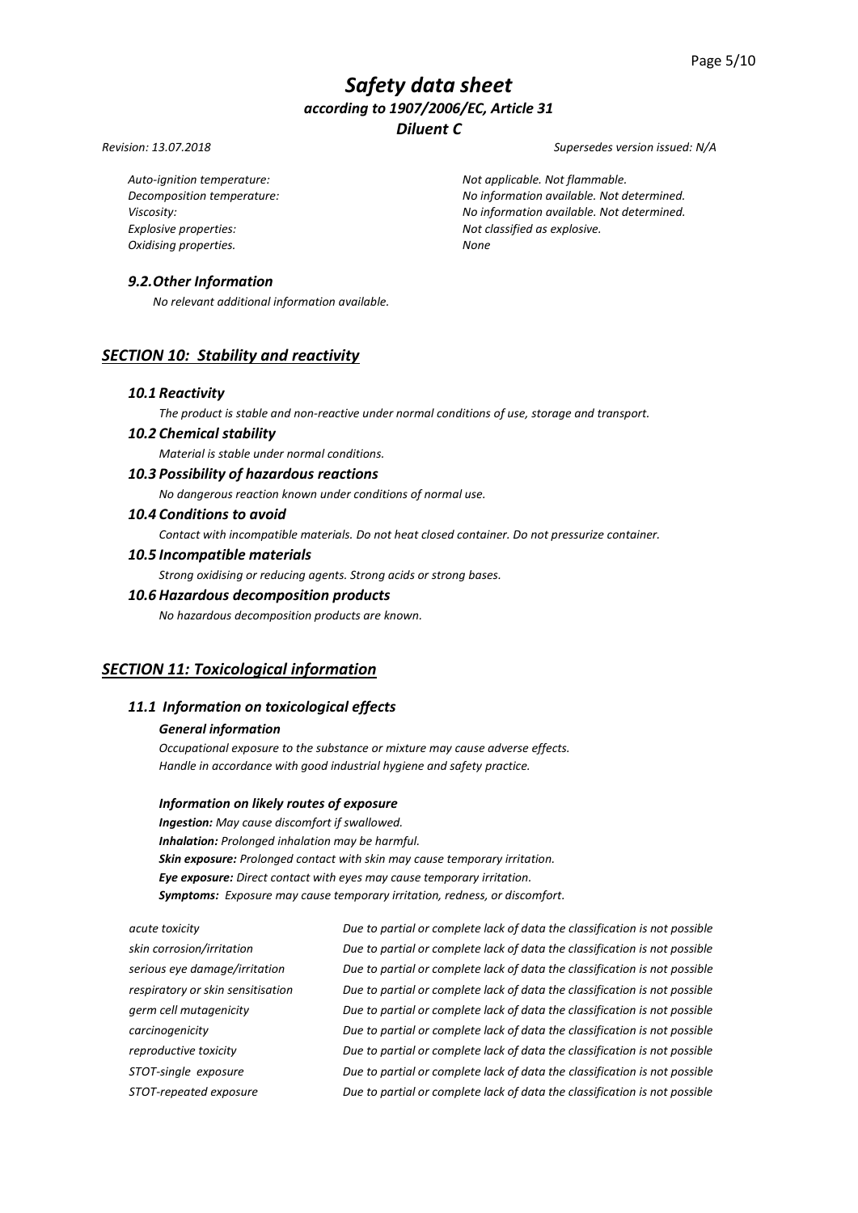| | |
|---|---|
| *Auto-ignition temperature:* | *Not applicable. Not flammable.* |
| *Decomposition temperature:* | *No information available. Not determined.* |
| *Viscosity:* | *No information available. Not determined.* |
| *Explosive properties:* | *Not classified as explosive.* |
| *Oxidising properties.* | *None* |

### *9.2.Other Information*

*No relevant additional information available.*

## *SECTION 10: Stability and reactivity*

### *10.1 Reactivity*

*The product is stable and non-reactive under normal conditions of use, storage and transport.*

### *10.2 Chemical stability*

*Material is stable under normal conditions.*

### *10.3 Possibility of hazardous reactions*

*No dangerous reaction known under conditions of normal use.*

### *10.4 Conditions to avoid*

*Contact with incompatible materials. Do not heat closed container. Do not pressurize container.*

### *10.5 Incompatible materials*

*Strong oxidising or reducing agents. Strong acids or strong bases.*

### *10.6 Hazardous decomposition products*

*No hazardous decomposition products are known.*

## *SECTION 11: Toxicological information*

### *11.1 Information on toxicological effects*

#### *General information*

*Occupational exposure to the substance or mixture may cause adverse effects.*
*Handle in accordance with good industrial hygiene and safety practice.*

#### *Information on likely routes of exposure*

***Ingestion:*** *May cause discomfort if swallowed.*
***Inhalation:*** *Prolonged inhalation may be harmful.*
***Skin exposure:*** *Prolonged contact with skin may cause temporary irritation.*
***Eye exposure:*** *Direct contact with eyes may cause temporary irritation.*
***Symptoms:*** *Exposure may cause temporary irritation, redness, or discomfort.*

| | |
|---|---|
| *acute toxicity* | *Due to partial or complete lack of data the classification is not possible* |
| *skin corrosion/irritation* | *Due to partial or complete lack of data the classification is not possible* |
| *serious eye damage/irritation* | *Due to partial or complete lack of data the classification is not possible* |
| *respiratory or skin sensitisation* | *Due to partial or complete lack of data the classification is not possible* |
| *germ cell mutagenicity* | *Due to partial or complete lack of data the classification is not possible* |
| *carcinogenicity* | *Due to partial or complete lack of data the classification is not possible* |
| *reproductive toxicity* | *Due to partial or complete lack of data the classification is not possible* |
| *STOT-single exposure* | *Due to partial or complete lack of data the classification is not possible* |
| *STOT-repeated exposure* | *Due to partial or complete lack of data the classification is not possible* |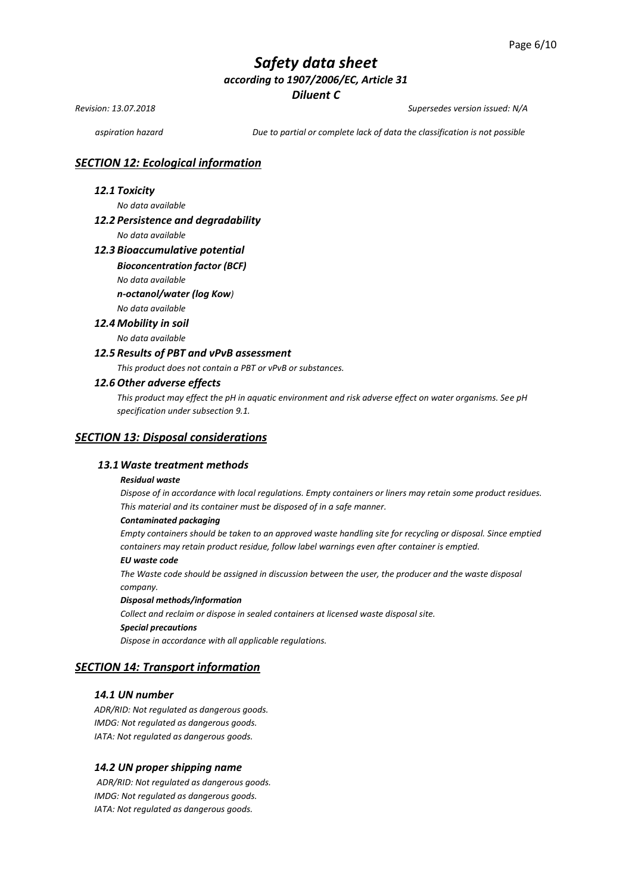aspiration hazard — *Due to partial or complete lack of data the classification is not possible*

## *SECTION 12: Ecological information*

### *12.1 Toxicity*

*No data available*

### *12.2 Persistence and degradability*

*No data available*

### *12.3 Bioaccumulative potential*

***Bioconcentration factor (BCF)***

*No data available*

***n-octanol/water (log Kow)***

*No data available*

### *12.4 Mobility in soil*

*No data available*

### *12.5 Results of PBT and vPvB assessment*

*This product does not contain a PBT or vPvB or substances.*

### *12.6 Other adverse effects*

*This product may effect the pH in aquatic environment and risk adverse effect on water organisms. See pH specification under subsection 9.1.*

## *SECTION 13: Disposal considerations*

### *13.1 Waste treatment methods*

***Residual waste***

*Dispose of in accordance with local regulations. Empty containers or liners may retain some product residues. This material and its container must be disposed of in a safe manner.*

***Contaminated packaging***

*Empty containers should be taken to an approved waste handling site for recycling or disposal. Since emptied containers may retain product residue, follow label warnings even after container is emptied.*

***EU waste code***

*The Waste code should be assigned in discussion between the user, the producer and the waste disposal company.*

***Disposal methods/information***

*Collect and reclaim or dispose in sealed containers at licensed waste disposal site.*

***Special precautions***

*Dispose in accordance with all applicable regulations.*

## *SECTION 14: Transport information*

### *14.1 UN number*

*ADR/RID: Not regulated as dangerous goods.*
*IMDG: Not regulated as dangerous goods.*
*IATA: Not regulated as dangerous goods.*

### *14.2 UN proper shipping name*

*ADR/RID: Not regulated as dangerous goods.*
*IMDG: Not regulated as dangerous goods.*
*IATA: Not regulated as dangerous goods.*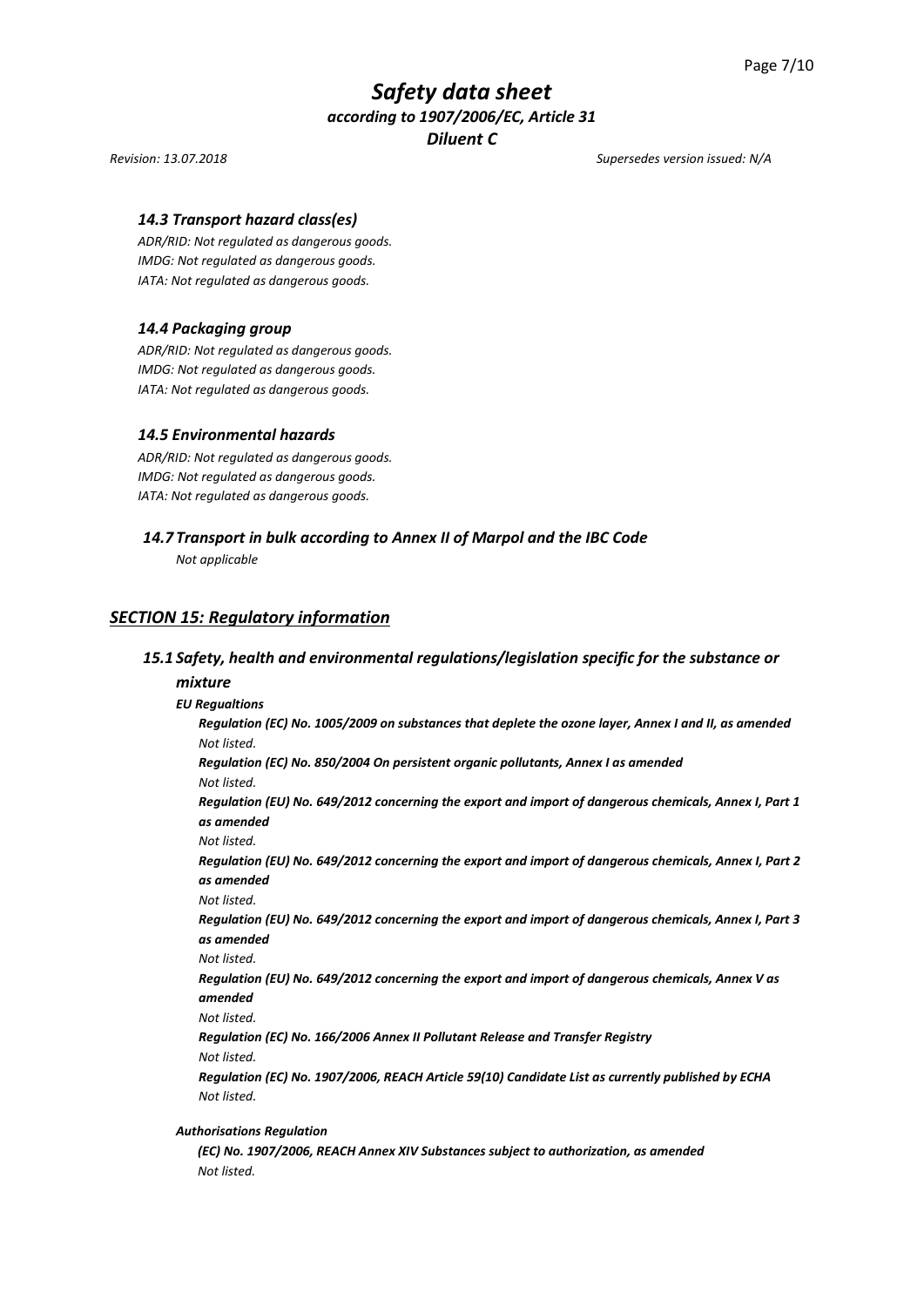### *14.3 Transport hazard class(es)*

*ADR/RID: Not regulated as dangerous goods.*
*IMDG: Not regulated as dangerous goods.*
*IATA: Not regulated as dangerous goods.*

### *14.4 Packaging group*

*ADR/RID: Not regulated as dangerous goods.*
*IMDG: Not regulated as dangerous goods.*
*IATA: Not regulated as dangerous goods.*

### *14.5 Environmental hazards*

*ADR/RID: Not regulated as dangerous goods.*
*IMDG: Not regulated as dangerous goods.*
*IATA: Not regulated as dangerous goods.*

### *14.7 Transport in bulk according to Annex II of Marpol and the IBC Code*

*Not applicable*

## *SECTION 15: Regulatory information*

### *15.1 Safety, health and environmental regulations/legislation specific for the substance or mixture*

***EU Regualtions***

***Regulation (EC) No. 1005/2009 on substances that deplete the ozone layer, Annex I and II, as amended***
*Not listed.*

***Regulation (EC) No. 850/2004 On persistent organic pollutants, Annex I as amended***
*Not listed.*

***Regulation (EU) No. 649/2012 concerning the export and import of dangerous chemicals, Annex I, Part 1 as amended***
*Not listed.*

***Regulation (EU) No. 649/2012 concerning the export and import of dangerous chemicals, Annex I, Part 2 as amended***
*Not listed.*

***Regulation (EU) No. 649/2012 concerning the export and import of dangerous chemicals, Annex I, Part 3 as amended***
*Not listed.*

***Regulation (EU) No. 649/2012 concerning the export and import of dangerous chemicals, Annex V as amended***
*Not listed.*

***Regulation (EC) No. 166/2006 Annex II Pollutant Release and Transfer Registry***
*Not listed.*

***Regulation (EC) No. 1907/2006, REACH Article 59(10) Candidate List as currently published by ECHA***
*Not listed.*

***Authorisations Regulation***

***(EC) No. 1907/2006, REACH Annex XIV Substances subject to authorization, as amended***
*Not listed.*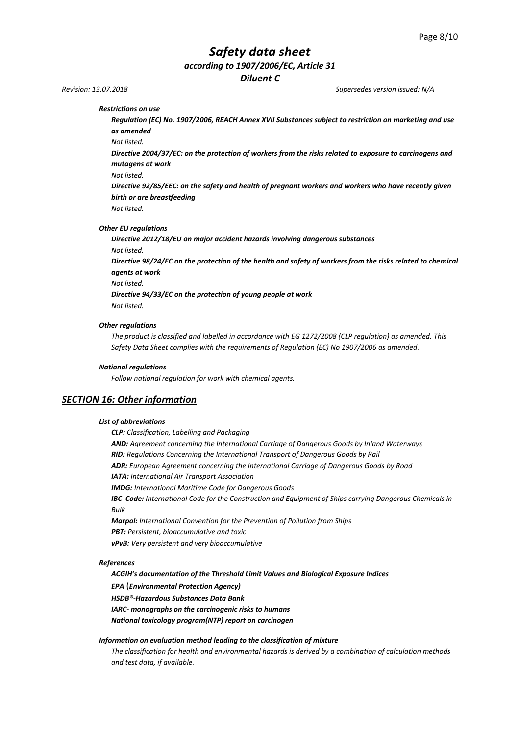*Restrictions on use*

***Regulation (EC) No. 1907/2006, REACH Annex XVII Substances subject to restriction on marketing and use as amended***

*Not listed.*

***Directive 2004/37/EC: on the protection of workers from the risks related to exposure to carcinogens and mutagens at work***

*Not listed.*

***Directive 92/85/EEC: on the safety and health of pregnant workers and workers who have recently given birth or are breastfeeding***

*Not listed.*

***Other EU regulations***

***Directive 2012/18/EU on major accident hazards involving dangerous substances***

*Not listed.*

***Directive 98/24/EC on the protection of the health and safety of workers from the risks related to chemical agents at work***

*Not listed.*

***Directive 94/33/EC on the protection of young people at work***

*Not listed.*

***Other regulations***

*The product is classified and labelled in accordance with EG 1272/2008 (CLP regulation) as amended. This Safety Data Sheet complies with the requirements of Regulation (EC) No 1907/2006 as amended.*

***National regulations***

*Follow national regulation for work with chemical agents.*

## ***SECTION 16: Other information***

***List of abbreviations***

***CLP:*** *Classification, Labelling and Packaging*
***AND:*** *Agreement concerning the International Carriage of Dangerous Goods by Inland Waterways*
***RID:*** *Regulations Concerning the International Transport of Dangerous Goods by Rail*
***ADR:*** *European Agreement concerning the International Carriage of Dangerous Goods by Road*
***IATA:*** *International Air Transport Association*
***IMDG:*** *International Maritime Code for Dangerous Goods*
***IBC Code:*** *International Code for the Construction and Equipment of Ships carrying Dangerous Chemicals in Bulk*
***Marpol:*** *International Convention for the Prevention of Pollution from Ships*
***PBT:*** *Persistent, bioaccumulative and toxic*
***vPvB:*** *Very persistent and very bioaccumulative*

***References***

***ACGIH's documentation of the Threshold Limit Values and Biological Exposure Indices***
***EPA (Environmental Protection Agency)***
***HSDB®-Hazardous Substances Data Bank***
***IARC- monographs on the carcinogenic risks to humans***
***National toxicology program(NTP) report on carcinogen***

***Information on evaluation method leading to the classification of mixture***

*The classification for health and environmental hazards is derived by a combination of calculation methods and test data, if available.*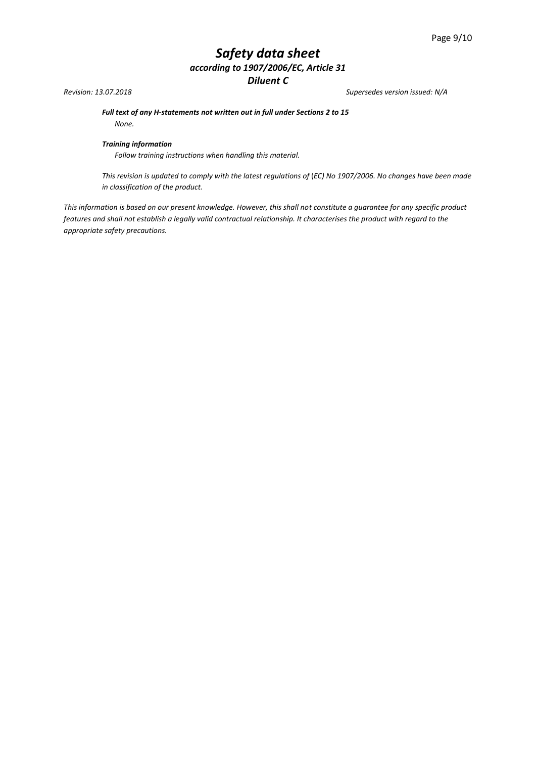***Full text of any H-statements not written out in full under Sections 2 to 15***

*None.*

***Training information***

*Follow training instructions when handling this material.*

*This revision is updated to comply with the latest regulations of (EC) No 1907/2006. No changes have been made in classification of the product.*

*This information is based on our present knowledge. However, this shall not constitute a guarantee for any specific product features and shall not establish a legally valid contractual relationship. It characterises the product with regard to the appropriate safety precautions.*